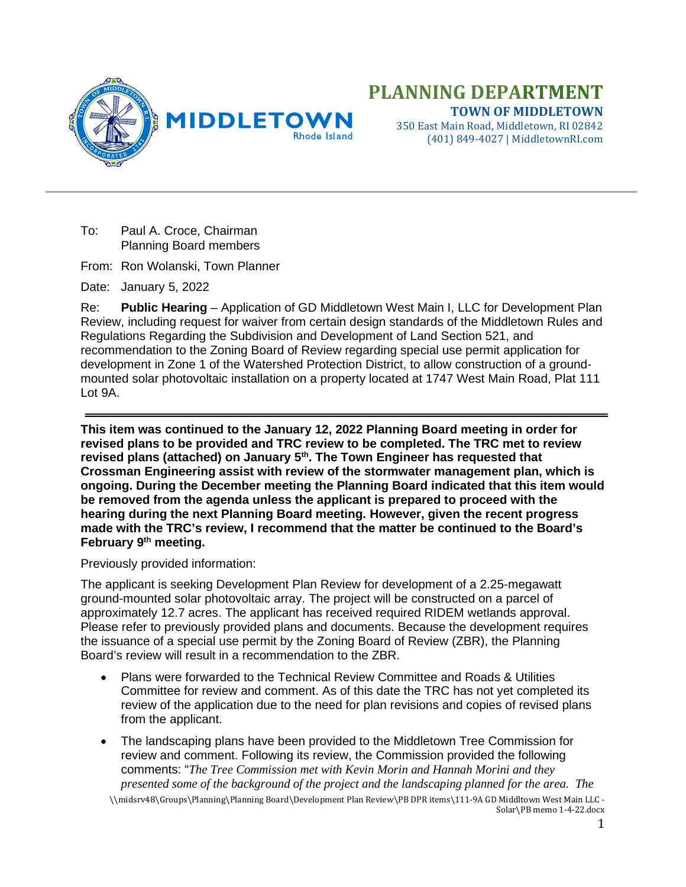# PLANNING DEPARTMENT

**TOWN OF MIDDLETOWN**

350 East Main Road, Middletown, RI 02842
(401) 849-4027 | MiddletownRI.com

---

To: Paul A. Croce, Chairman
Planning Board members

From: Ron Wolanski, Town Planner

Date: January 5, 2022

Re: **Public Hearing** – Application of GD Middletown West Main I, LLC for Development Plan Review, including request for waiver from certain design standards of the Middletown Rules and Regulations Regarding the Subdivision and Development of Land Section 521, and recommendation to the Zoning Board of Review regarding special use permit application for development in Zone 1 of the Watershed Protection District, to allow construction of a ground-mounted solar photovoltaic installation on a property located at 1747 West Main Road, Plat 111 Lot 9A.

---

**This item was continued to the January 12, 2022 Planning Board meeting in order for revised plans to be provided and TRC review to be completed. The TRC met to review revised plans (attached) on January 5th. The Town Engineer has requested that Crossman Engineering assist with review of the stormwater management plan, which is ongoing. During the December meeting the Planning Board indicated that this item would be removed from the agenda unless the applicant is prepared to proceed with the hearing during the next Planning Board meeting. However, given the recent progress made with the TRC's review, I recommend that the matter be continued to the Board's February 9th meeting.**

Previously provided information:

The applicant is seeking Development Plan Review for development of a 2.25-megawatt ground-mounted solar photovoltaic array. The project will be constructed on a parcel of approximately 12.7 acres. The applicant has received required RIDEM wetlands approval. Please refer to previously provided plans and documents. Because the development requires the issuance of a special use permit by the Zoning Board of Review (ZBR), the Planning Board's review will result in a recommendation to the ZBR.

- Plans were forwarded to the Technical Review Committee and Roads & Utilities Committee for review and comment. As of this date the TRC has not yet completed its review of the application due to the need for plan revisions and copies of revised plans from the applicant.
- The landscaping plans have been provided to the Middletown Tree Commission for review and comment. Following its review, the Commission provided the following comments: "*The Tree Commission met with Kevin Morin and Hannah Morini and they presented some of the background of the project and the landscaping planned for the area. The*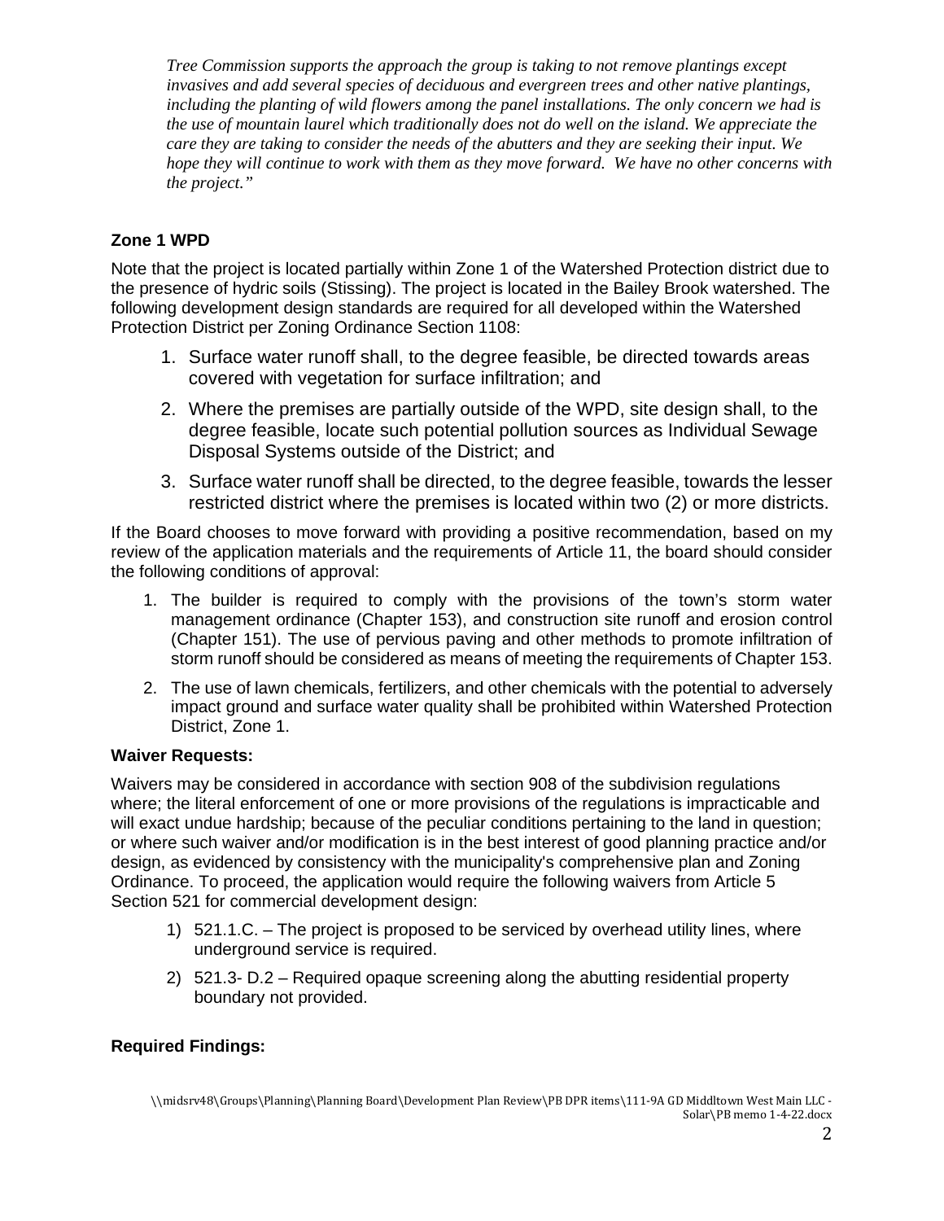*Tree Commission supports the approach the group is taking to not remove plantings except invasives and add several species of deciduous and evergreen trees and other native plantings, including the planting of wild flowers among the panel installations. The only concern we had is the use of mountain laurel which traditionally does not do well on the island. We appreciate the care they are taking to consider the needs of the abutters and they are seeking their input. We hope they will continue to work with them as they move forward. We have no other concerns with the project."*

**Zone 1 WPD**

Note that the project is located partially within Zone 1 of the Watershed Protection district due to the presence of hydric soils (Stissing). The project is located in the Bailey Brook watershed. The following development design standards are required for all developed within the Watershed Protection District per Zoning Ordinance Section 1108:

1. Surface water runoff shall, to the degree feasible, be directed towards areas covered with vegetation for surface infiltration; and
2. Where the premises are partially outside of the WPD, site design shall, to the degree feasible, locate such potential pollution sources as Individual Sewage Disposal Systems outside of the District; and
3. Surface water runoff shall be directed, to the degree feasible, towards the lesser restricted district where the premises is located within two (2) or more districts.

If the Board chooses to move forward with providing a positive recommendation, based on my review of the application materials and the requirements of Article 11, the board should consider the following conditions of approval:

1. The builder is required to comply with the provisions of the town's storm water management ordinance (Chapter 153), and construction site runoff and erosion control (Chapter 151). The use of pervious paving and other methods to promote infiltration of storm runoff should be considered as means of meeting the requirements of Chapter 153.
2. The use of lawn chemicals, fertilizers, and other chemicals with the potential to adversely impact ground and surface water quality shall be prohibited within Watershed Protection District, Zone 1.

**Waiver Requests:**

Waivers may be considered in accordance with section 908 of the subdivision regulations where; the literal enforcement of one or more provisions of the regulations is impracticable and will exact undue hardship; because of the peculiar conditions pertaining to the land in question; or where such waiver and/or modification is in the best interest of good planning practice and/or design, as evidenced by consistency with the municipality's comprehensive plan and Zoning Ordinance. To proceed, the application would require the following waivers from Article 5 Section 521 for commercial development design:

1) 521.1.C. – The project is proposed to be serviced by overhead utility lines, where underground service is required.
2) 521.3- D.2 – Required opaque screening along the abutting residential property boundary not provided.

**Required Findings:**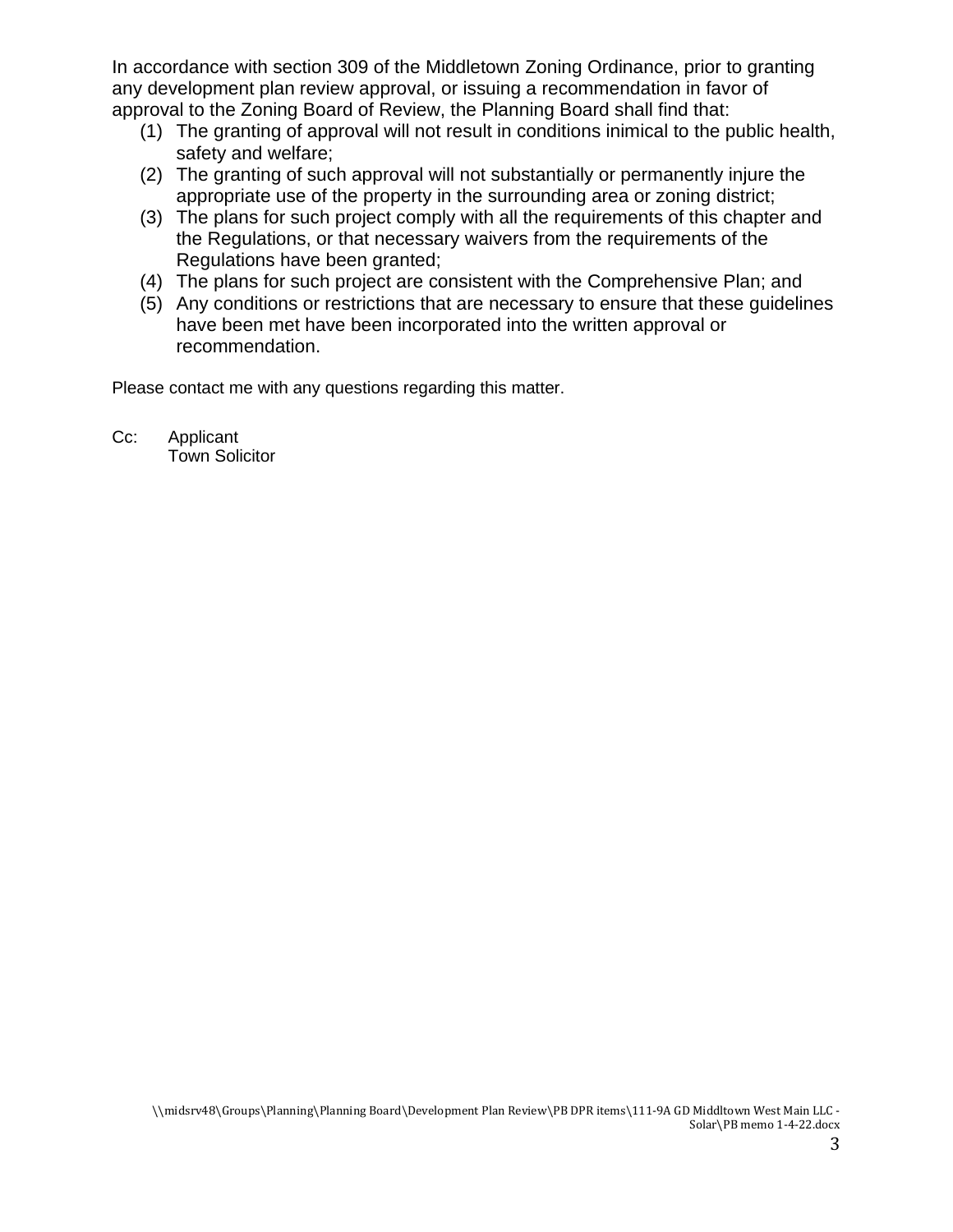In accordance with section 309 of the Middletown Zoning Ordinance, prior to granting any development plan review approval, or issuing a recommendation in favor of approval to the Zoning Board of Review, the Planning Board shall find that:

(1) The granting of approval will not result in conditions inimical to the public health, safety and welfare;
(2) The granting of such approval will not substantially or permanently injure the appropriate use of the property in the surrounding area or zoning district;
(3) The plans for such project comply with all the requirements of this chapter and the Regulations, or that necessary waivers from the requirements of the Regulations have been granted;
(4) The plans for such project are consistent with the Comprehensive Plan; and
(5) Any conditions or restrictions that are necessary to ensure that these guidelines have been met have been incorporated into the written approval or recommendation.

Please contact me with any questions regarding this matter.

Cc: Applicant
Town Solicitor

\\midsrv48\Groups\Planning\Planning Board\Development Plan Review\PB DPR items\111-9A GD Middltown West Main LLC - Solar\PB memo 1-4-22.docx